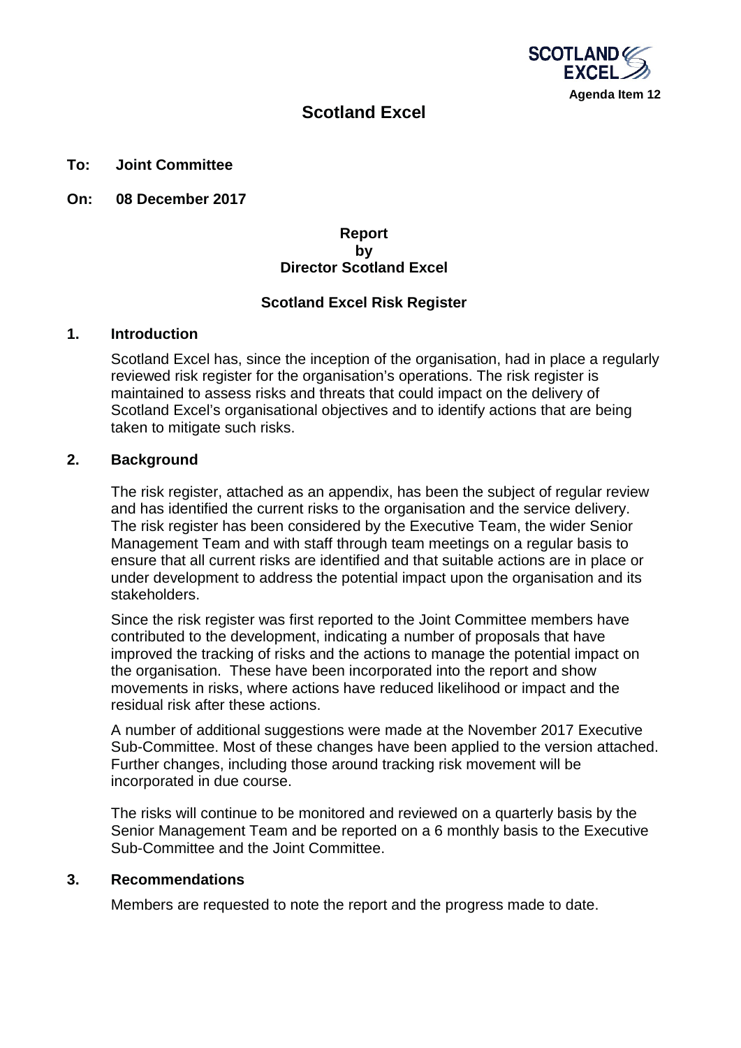SCOTLAND EXCEL

Agenda Item 12

# Scotland Excel

**To: Joint Committee**

**On: 08 December 2017**

**Report**
**by**
**Director Scotland Excel**

**Scotland Excel Risk Register**

## 1. Introduction

Scotland Excel has, since the inception of the organisation, had in place a regularly reviewed risk register for the organisation's operations. The risk register is maintained to assess risks and threats that could impact on the delivery of Scotland Excel's organisational objectives and to identify actions that are being taken to mitigate such risks.

## 2. Background

The risk register, attached as an appendix, has been the subject of regular review and has identified the current risks to the organisation and the service delivery. The risk register has been considered by the Executive Team, the wider Senior Management Team and with staff through team meetings on a regular basis to ensure that all current risks are identified and that suitable actions are in place or under development to address the potential impact upon the organisation and its stakeholders.

Since the risk register was first reported to the Joint Committee members have contributed to the development, indicating a number of proposals that have improved the tracking of risks and the actions to manage the potential impact on the organisation. These have been incorporated into the report and show movements in risks, where actions have reduced likelihood or impact and the residual risk after these actions.

A number of additional suggestions were made at the November 2017 Executive Sub-Committee. Most of these changes have been applied to the version attached. Further changes, including those around tracking risk movement will be incorporated in due course.

The risks will continue to be monitored and reviewed on a quarterly basis by the Senior Management Team and be reported on a 6 monthly basis to the Executive Sub-Committee and the Joint Committee.

## 3. Recommendations

Members are requested to note the report and the progress made to date.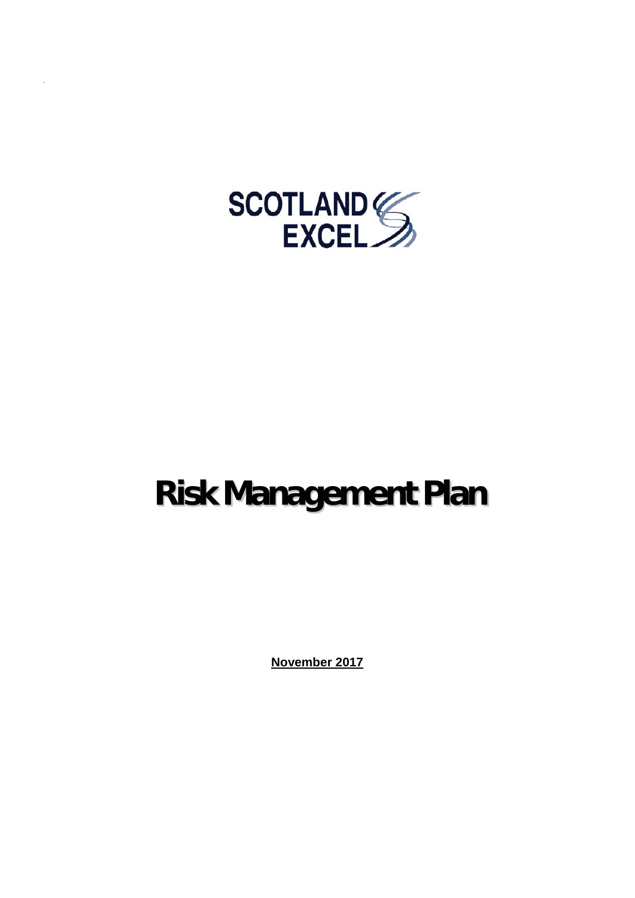SCOTLAND EXCEL

# Risk Management Plan

**November 2017**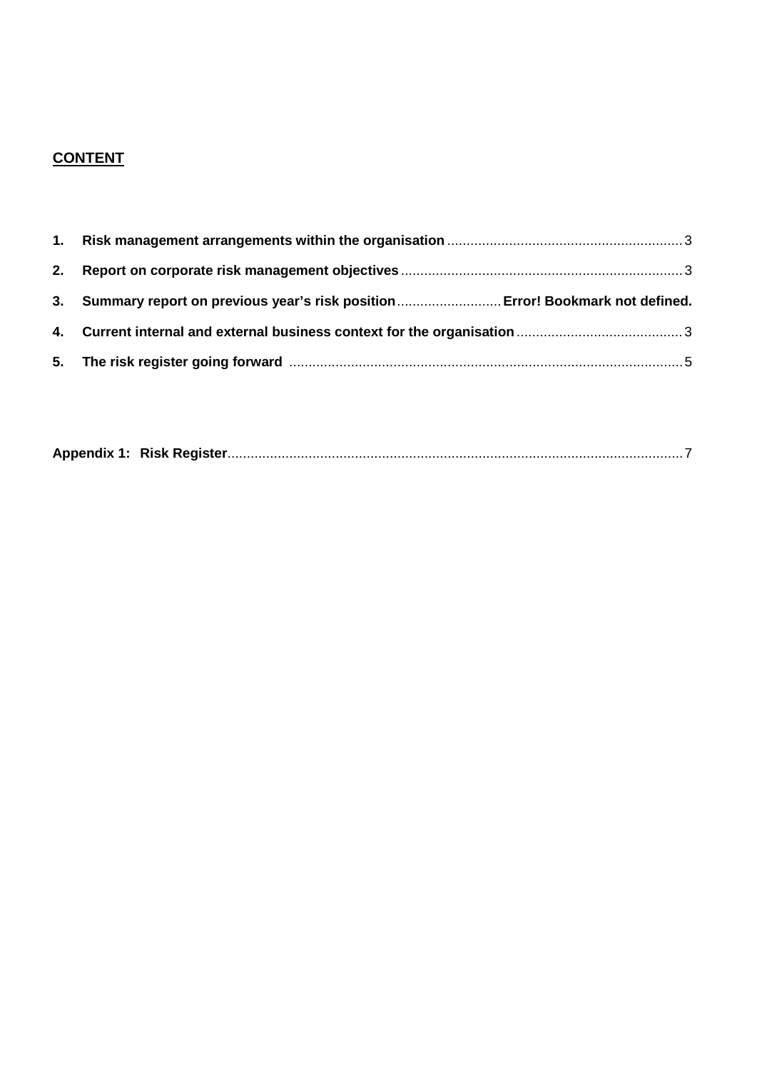**CONTENT**

1. **Risk management arrangements within the organisation** ........................................................ 3
2. **Report on corporate risk management objectives** .................................................................... 3
3. **Summary report on previous year's risk position** ........................... **Error! Bookmark not defined.**
4. **Current internal and external business context for the organisation** ........................................... 3
5. **The risk register going forward** .................................................................................................... 5

**Appendix 1: Risk Register** ................................................................................................................ 7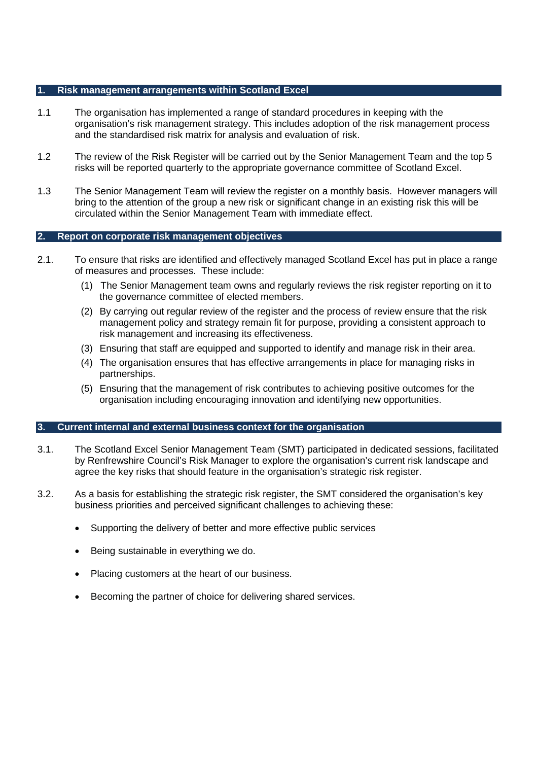## 1. Risk management arrangements within Scotland Excel

1.1 The organisation has implemented a range of standard procedures in keeping with the organisation's risk management strategy. This includes adoption of the risk management process and the standardised risk matrix for analysis and evaluation of risk.

1.2 The review of the Risk Register will be carried out by the Senior Management Team and the top 5 risks will be reported quarterly to the appropriate governance committee of Scotland Excel.

1.3 The Senior Management Team will review the register on a monthly basis. However managers will bring to the attention of the group a new risk or significant change in an existing risk this will be circulated within the Senior Management Team with immediate effect.

## 2. Report on corporate risk management objectives

2.1. To ensure that risks are identified and effectively managed Scotland Excel has put in place a range of measures and processes. These include:

(1) The Senior Management team owns and regularly reviews the risk register reporting on it to the governance committee of elected members.

(2) By carrying out regular review of the register and the process of review ensure that the risk management policy and strategy remain fit for purpose, providing a consistent approach to risk management and increasing its effectiveness.

(3) Ensuring that staff are equipped and supported to identify and manage risk in their area.

(4) The organisation ensures that has effective arrangements in place for managing risks in partnerships.

(5) Ensuring that the management of risk contributes to achieving positive outcomes for the organisation including encouraging innovation and identifying new opportunities.

## 3. Current internal and external business context for the organisation

3.1. The Scotland Excel Senior Management Team (SMT) participated in dedicated sessions, facilitated by Renfrewshire Council's Risk Manager to explore the organisation's current risk landscape and agree the key risks that should feature in the organisation's strategic risk register.

3.2. As a basis for establishing the strategic risk register, the SMT considered the organisation's key business priorities and perceived significant challenges to achieving these:

- Supporting the delivery of better and more effective public services
- Being sustainable in everything we do.
- Placing customers at the heart of our business.
- Becoming the partner of choice for delivering shared services.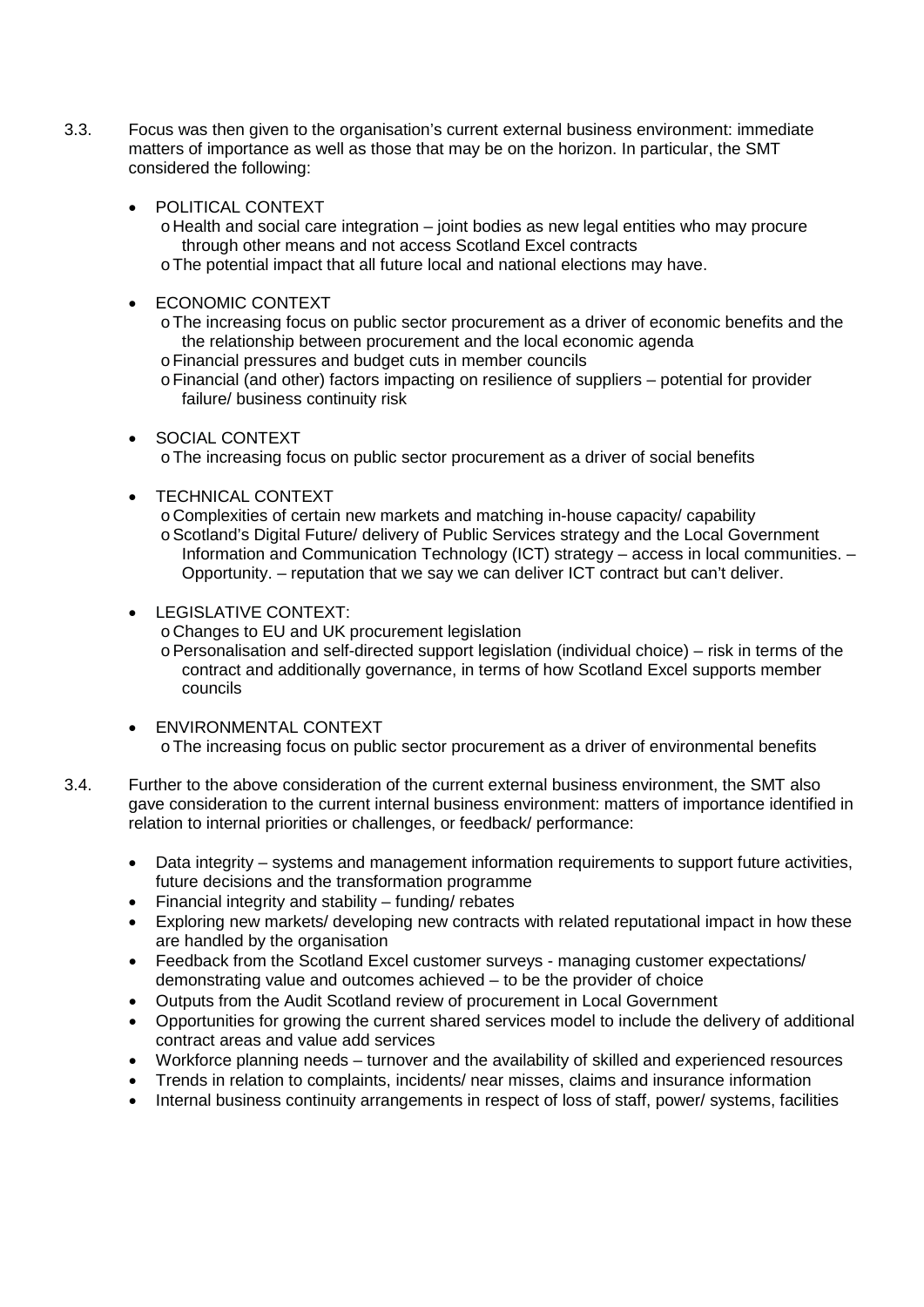3.3. Focus was then given to the organisation's current external business environment: immediate matters of importance as well as those that may be on the horizon. In particular, the SMT considered the following:

- POLITICAL CONTEXT
  - Health and social care integration – joint bodies as new legal entities who may procure through other means and not access Scotland Excel contracts
  - The potential impact that all future local and national elections may have.

- ECONOMIC CONTEXT
  - The increasing focus on public sector procurement as a driver of economic benefits and the the relationship between procurement and the local economic agenda
  - Financial pressures and budget cuts in member councils
  - Financial (and other) factors impacting on resilience of suppliers – potential for provider failure/ business continuity risk

- SOCIAL CONTEXT
  - The increasing focus on public sector procurement as a driver of social benefits

- TECHNICAL CONTEXT
  - Complexities of certain new markets and matching in-house capacity/ capability
  - Scotland's Digital Future/ delivery of Public Services strategy and the Local Government Information and Communication Technology (ICT) strategy – access in local communities. – Opportunity. – reputation that we say we can deliver ICT contract but can't deliver.

- LEGISLATIVE CONTEXT:
  - Changes to EU and UK procurement legislation
  - Personalisation and self-directed support legislation (individual choice) – risk in terms of the contract and additionally governance, in terms of how Scotland Excel supports member councils

- ENVIRONMENTAL CONTEXT
  - The increasing focus on public sector procurement as a driver of environmental benefits

3.4. Further to the above consideration of the current external business environment, the SMT also gave consideration to the current internal business environment: matters of importance identified in relation to internal priorities or challenges, or feedback/ performance:

- Data integrity – systems and management information requirements to support future activities, future decisions and the transformation programme
- Financial integrity and stability – funding/ rebates
- Exploring new markets/ developing new contracts with related reputational impact in how these are handled by the organisation
- Feedback from the Scotland Excel customer surveys - managing customer expectations/ demonstrating value and outcomes achieved – to be the provider of choice
- Outputs from the Audit Scotland review of procurement in Local Government
- Opportunities for growing the current shared services model to include the delivery of additional contract areas and value add services
- Workforce planning needs – turnover and the availability of skilled and experienced resources
- Trends in relation to complaints, incidents/ near misses, claims and insurance information
- Internal business continuity arrangements in respect of loss of staff, power/ systems, facilities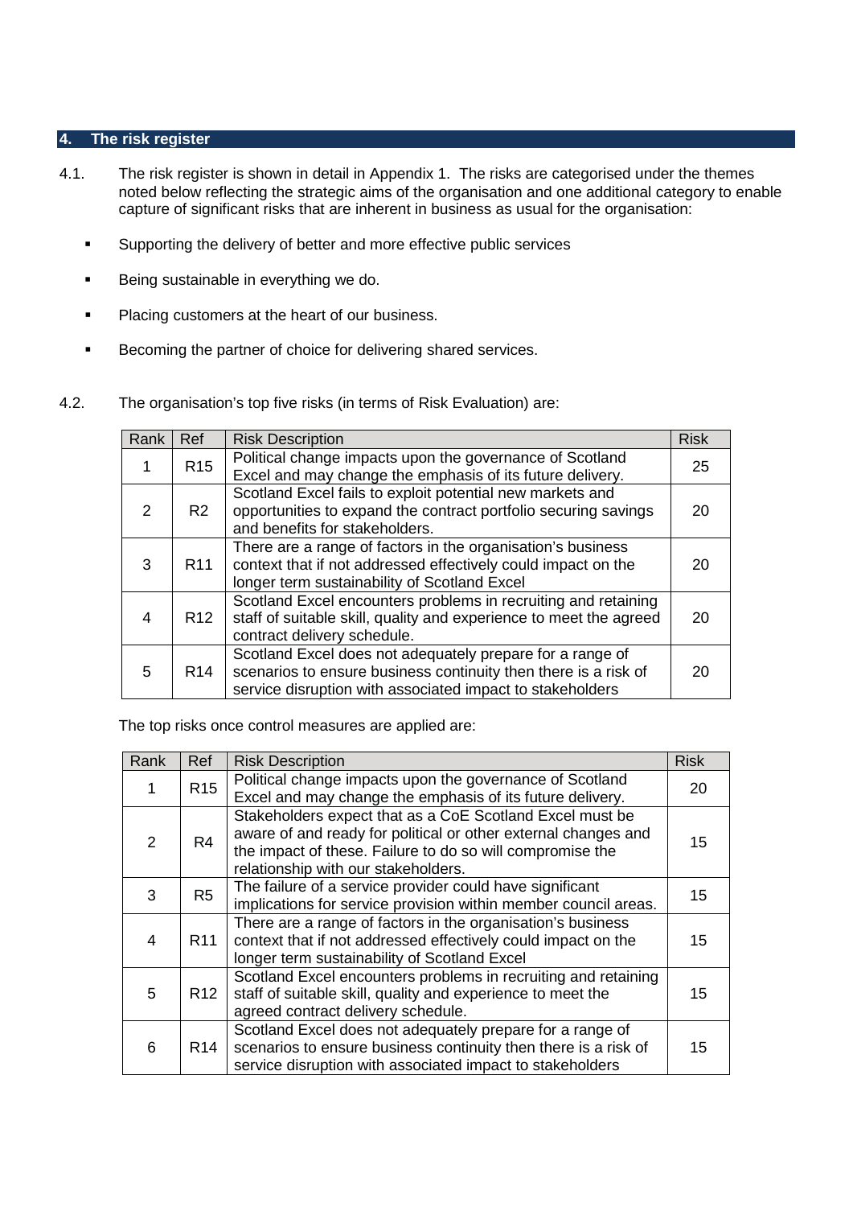## 4. The risk register

4.1. The risk register is shown in detail in Appendix 1. The risks are categorised under the themes noted below reflecting the strategic aims of the organisation and one additional category to enable capture of significant risks that are inherent in business as usual for the organisation:

- Supporting the delivery of better and more effective public services
- Being sustainable in everything we do.
- Placing customers at the heart of our business.
- Becoming the partner of choice for delivering shared services.

4.2. The organisation's top five risks (in terms of Risk Evaluation) are:

| Rank | Ref | Risk Description | Risk |
|---|---|---|---|
| 1 | R15 | Political change impacts upon the governance of Scotland Excel and may change the emphasis of its future delivery. | 25 |
| 2 | R2 | Scotland Excel fails to exploit potential new markets and opportunities to expand the contract portfolio securing savings and benefits for stakeholders. | 20 |
| 3 | R11 | There are a range of factors in the organisation's business context that if not addressed effectively could impact on the longer term sustainability of Scotland Excel | 20 |
| 4 | R12 | Scotland Excel encounters problems in recruiting and retaining staff of suitable skill, quality and experience to meet the agreed contract delivery schedule. | 20 |
| 5 | R14 | Scotland Excel does not adequately prepare for a range of scenarios to ensure business continuity then there is a risk of service disruption with associated impact to stakeholders | 20 |

The top risks once control measures are applied are:

| Rank | Ref | Risk Description | Risk |
|---|---|---|---|
| 1 | R15 | Political change impacts upon the governance of Scotland Excel and may change the emphasis of its future delivery. | 20 |
| 2 | R4 | Stakeholders expect that as a CoE Scotland Excel must be aware of and ready for political or other external changes and the impact of these. Failure to do so will compromise the relationship with our stakeholders. | 15 |
| 3 | R5 | The failure of a service provider could have significant implications for service provision within member council areas. | 15 |
| 4 | R11 | There are a range of factors in the organisation's business context that if not addressed effectively could impact on the longer term sustainability of Scotland Excel | 15 |
| 5 | R12 | Scotland Excel encounters problems in recruiting and retaining staff of suitable skill, quality and experience to meet the agreed contract delivery schedule. | 15 |
| 6 | R14 | Scotland Excel does not adequately prepare for a range of scenarios to ensure business continuity then there is a risk of service disruption with associated impact to stakeholders | 15 |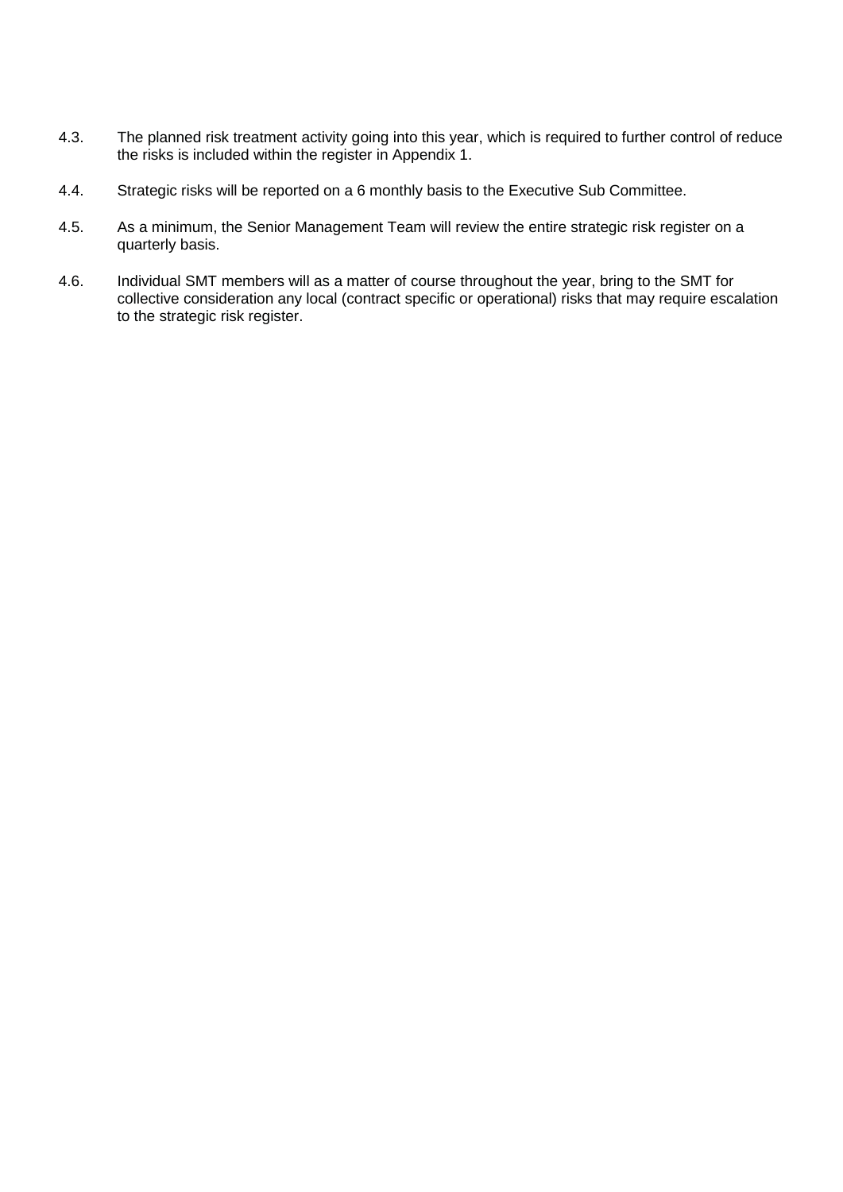4.3. The planned risk treatment activity going into this year, which is required to further control of reduce the risks is included within the register in Appendix 1.

4.4. Strategic risks will be reported on a 6 monthly basis to the Executive Sub Committee.

4.5. As a minimum, the Senior Management Team will review the entire strategic risk register on a quarterly basis.

4.6. Individual SMT members will as a matter of course throughout the year, bring to the SMT for collective consideration any local (contract specific or operational) risks that may require escalation to the strategic risk register.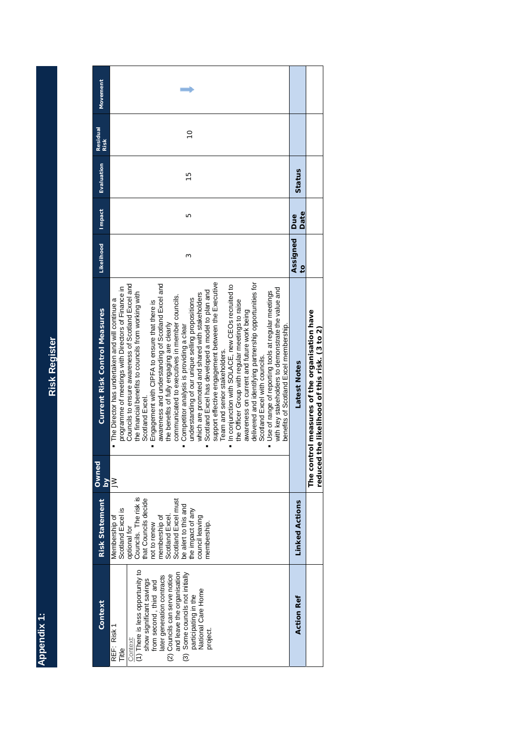## Appendix 1:

# Risk Register

| Context | Risk Statement | Owned by | Current Risk Control Measures | Likelihood | Impact | Evaluation | Residual Risk | Movement |
|---|---|---|---|---|---|---|---|---|
| REF: Risk 1<br>Title<br>Context:<br>(1) There is less opportunity to show significant savings from second , third and later generation contracts<br>(2) Councils can serve notice and leave the organisation<br>(3) Some councils not initially participating in the National Care Home project. | Membership of Scotland Excel is optional for Councils. The risk is that Councils decide not to renew membership of Scotland Excel. Scotland Excel must be alert to this and the impact of any council leaving membership. | JW | ▪ The Director has undertaken and will continue a programme of meetings with Directors of Finance in Councils to ensure awareness of Scotland Excel and the financial benefits to councils from working with Scotland Excel.<br>▪ Engagement with CIPFA to ensure that there is awareness and understanding of Scotland Excel and the benefits of fully engaging are clearly communicated to executives in member councils.<br>▪ Competitor analysis is providing a clear understanding of our unique selling propositions which are promoted and shared with stakeholders<br>▪ Scotland Excel has developed a model to plan and support effective engagement between the Executive Team and senior stakeholders.<br>▪ In conjunction with SOLACE, new CEOs recruited to the Officer Group with regular meetings to raise awareness on current and future work being delivered and identifying partnership opportunities for Scotland Excel with councils.<br>▪ Use of range of reporting tools at regular meetings with key stakeholders to demonstrate the value and benefits of Scotland Excel membership. | 3 | 5 | 15 | 10 | ➡ |
| **Action Ref** | **Linked Actions** | | **Latest Notes** | **Assigned to** | **Due Date** | **Status** | | |
| | | | **The control measures of the organisation have reduced the likelihood of this risk. (3 to 2)** | | | | | |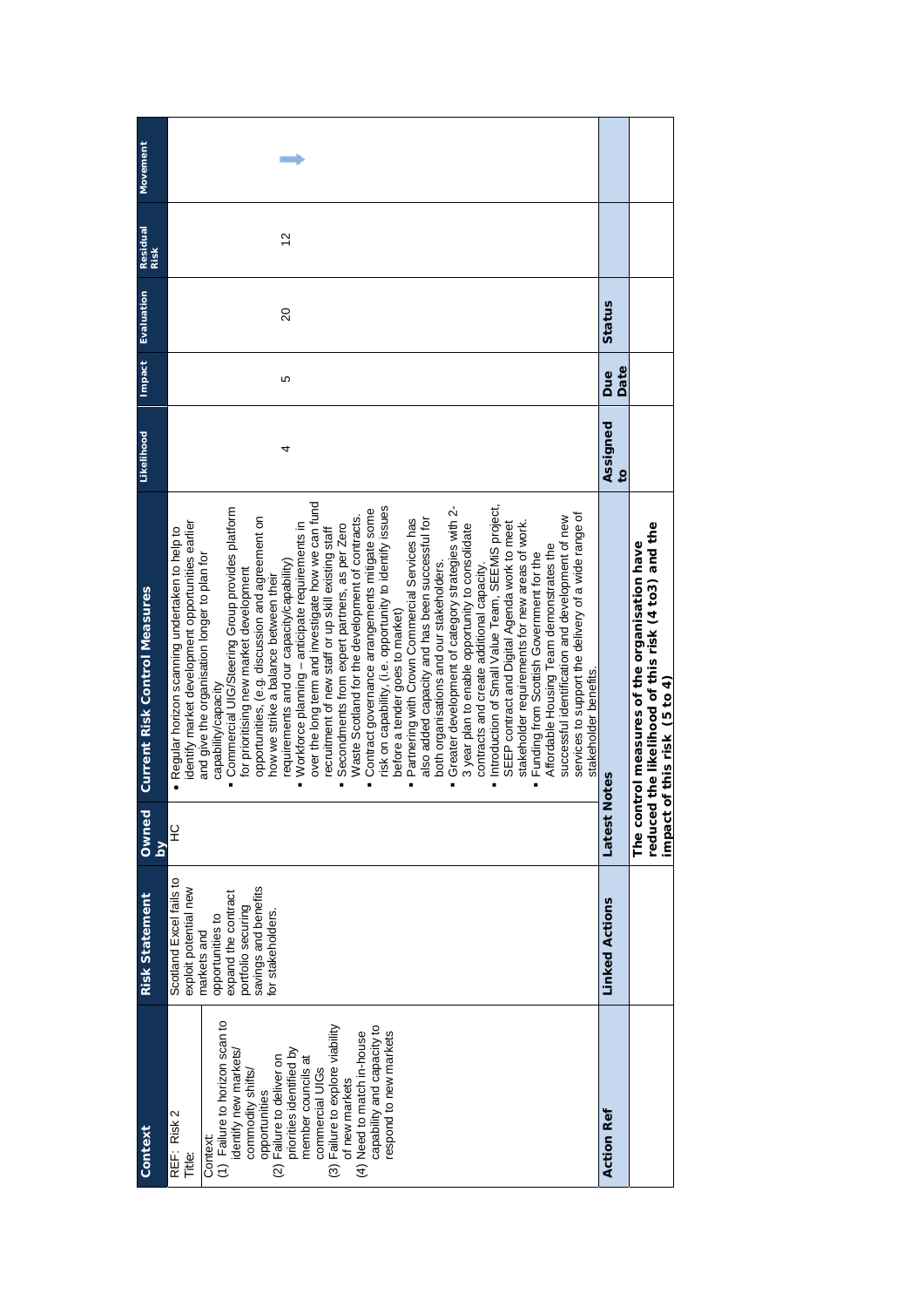| Context | Risk Statement | Owned by | Current Risk Control Measures | Likelihood | Impact | Evaluation | Residual Risk | Movement |
|---|---|---|---|---|---|---|---|---|
| REF: Risk 2<br>Title: | Scotland Excel fails to exploit potential new markets and opportunities to expand the contract portfolio securing savings and benefits for stakeholders. | HC | • Regular horizon scanning undertaken to help to identify market development opportunities earlier and give the organisation longer to plan for capability/capacity<br>▪ Commercial UIG/Steering Group provides platform for prioritising new market development opportunities, (e.g. discussion and agreement on how we strike a balance between their requirements and our capacity/capability)<br>▪ Workforce planning – anticipate requirements in over the long term and investigate how we can fund recruitment of new staff or up skill existing staff<br>▪ Secondments from expert partners, as per Zero Waste Scotland for the development of contracts.<br>▪ Contract governance arrangements mitigate some risk on capability, (i.e. opportunity to identify issues before a tender goes to market)<br>▪ Partnering with Crown Commercial Services has also added capacity and has been successful for both organisations and our stakeholders.<br>▪ Greater development of category strategies with 2-3 year plan to enable opportunity to consolidate contracts and create additional capacity.<br>▪ Introduction of Small Value Team, SEEMIS project, SEEP contract and Digital Agenda work to meet stakeholder requirements for new areas of work.<br>▪ Funding from Scottish Government for the Affordable Housing Team demonstrates the successful identification and development of new services to support the delivery of a wide range of stakeholder benefits. | 4 | 5 | 20 | 12 | ➡ |
| Context:<br>(1) Failure to horizon scan to identify new markets/ commodity shifts/ opportunities<br>(2) Failure to deliver on priorities identified by member councils at commercial UIGs<br>(3) Failure to explore viability of new markets<br>(4) Need to match in-house capability and capacity to respond to new markets | | | | | | | | |
| **Action Ref** | **Linked Actions** | **Latest Notes** | | **Assigned to** | **Due Date** | **Status** | | |
| | | **The control measures of the organisation have reduced the likelihood of this risk (4 to3) and the impact of this risk (5 to 4)** | | | | | | |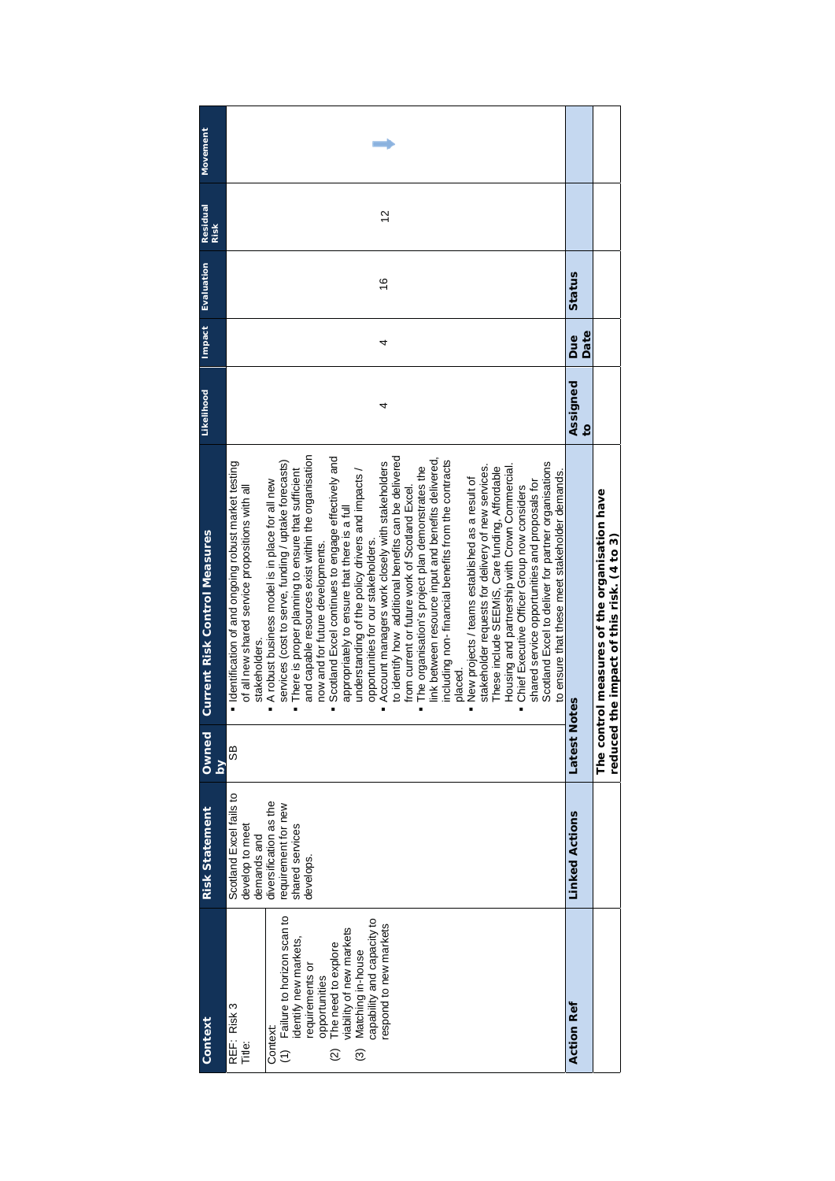| Context | Risk Statement | Owned by | Current Risk Control Measures | Likelihood | Impact | Evaluation | Residual Risk | Movement |
|---|---|---|---|---|---|---|---|---|
| REF: Risk 3<br>Title:<br><br>Context:<br>(1) Failure to horizon scan to identify new markets, requirements or opportunities<br>(2) The need to explore viability of new markets<br>(3) Matching in-house capability and capacity to respond to new markets | Scotland Excel fails to develop to meet demands and diversification as the requirement for new shared services develops. | SB | ▪ Identification of and ongoing robust market testing of all new shared service propositions with all stakeholders.<br>▪ A robust business model is in place for all new services (cost to serve, funding / uptake forecasts)<br>▪ There is proper planning to ensure that sufficient and capable resources exist within the organisation now and for future developments.<br>▪ Scotland Excel continues to engage effectively and appropriately to ensure that there is a full understanding of the policy drivers and impacts / opportunities for our stakeholders.<br>▪ Account managers work closely with stakeholders to identify how additional benefits can be delivered from current or future work of Scotland Excel.<br>▪ The organisation's project plan demonstrates the link between resource input and benefits delivered, including non- financial benefits from the contracts placed.<br>▪ New projects / teams established as a result of stakeholder requests for delivery of new services. These include SEEMiS, Care funding, Affordable Housing and partnership with Crown Commercial.<br>▪ Chief Executive Officer Group now considers shared service opportunities and proposals for Scotland Excel to deliver for partner organisations to ensure that these meet stakeholder demands. | 4 | 4 | 16 | 12 | ➡ |
| **Action Ref** | **Linked Actions** | **Latest Notes** | | **Assigned to** | **Due Date** | **Status** | | |
| | | **The control measures of the organisation have reduced the impact of this risk. (4 to 3)** | | | | | | |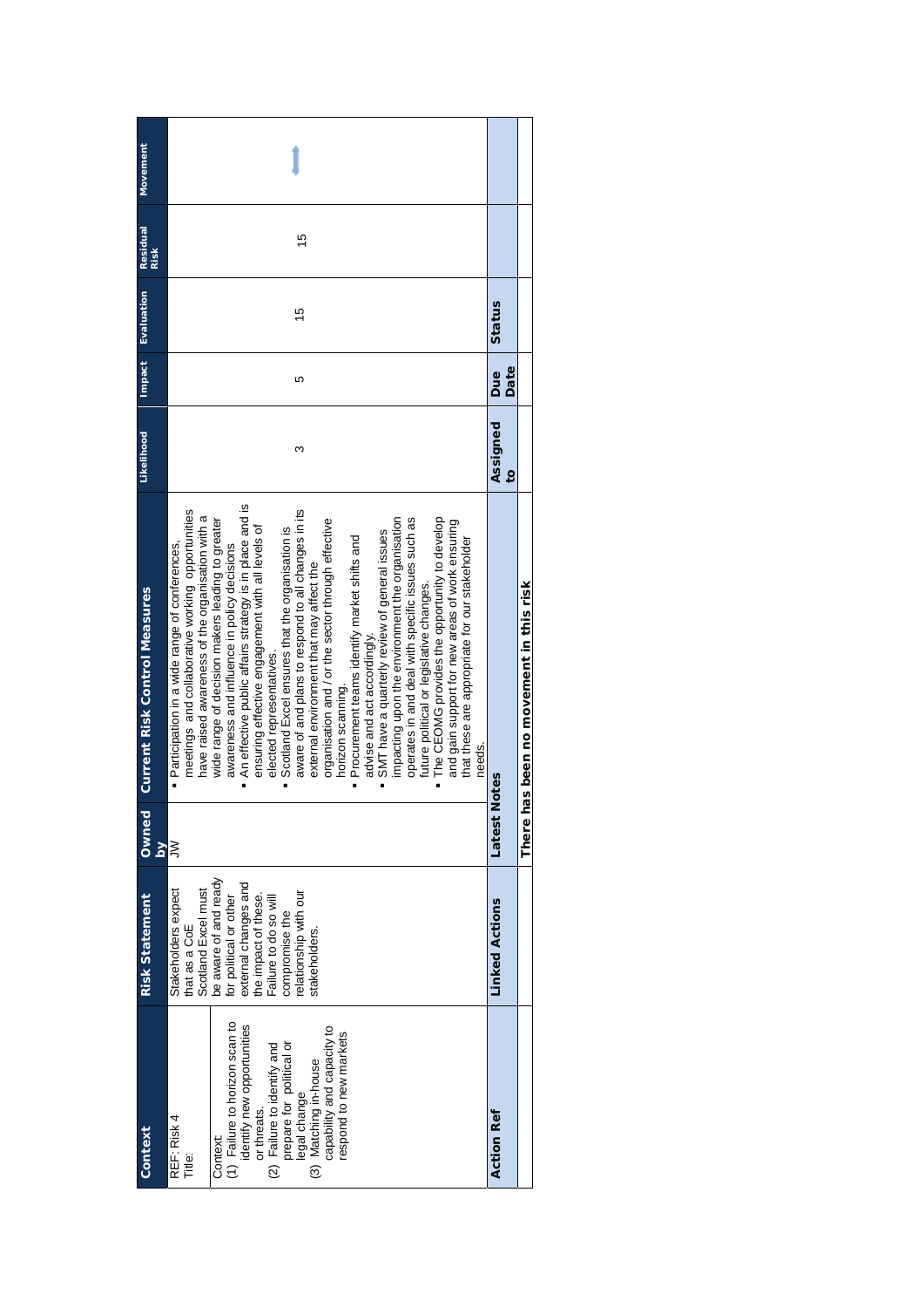| Context | Risk Statement | Owned by | Current Risk Control Measures | Likelihood | Impact | Evaluation | Residual Risk | Movement |
|---|---|---|---|---|---|---|---|---|
| REF: Risk 4<br>Title:<br><br>Context:<br>(1) Failure to horizon scan to identify new opportunities or threats.<br>(2) Failure to identify and prepare for political or legal change<br>(3) Matching in-house capability and capacity to respond to new markets | Stakeholders expect that as a CoE Scotland Excel must be aware of and ready for political or other external changes and the impact of these. Failure to do so will compromise the relationship with our stakeholders. | JW | ▪ Participation in a wide range of conferences, meetings and collaborative working opportunities have raised awareness of the organisation with a wide range of decision makers leading to greater awareness and influence in policy decisions<br>▪ An effective public affairs strategy is in place and is ensuring effective engagement with all levels of elected representatives.<br>▪ Scotland Excel ensures that the organisation is aware of and plans to respond to all changes in its external environment that may affect the organisation and / or the sector through effective horizon scanning.<br>▪ Procurement teams identify market shifts and advise and act accordingly.<br>▪ SMT have a quarterly review of general issues impacting upon the environment the organisation operates in and deal with specific issues such as future political or legislative changes.<br>▪ The CEOMG provides the opportunity to develop and gain support for new areas of work ensuring that these are appropriate for our stakeholder needs. | 3 | 5 | 15 | 15 | ↕ |
| **Action Ref** | **Linked Actions** | **Latest Notes** | | **Assigned to** | **Due Date** | **Status** | | |
| | | **There has been no movement in this risk** | | | | | | |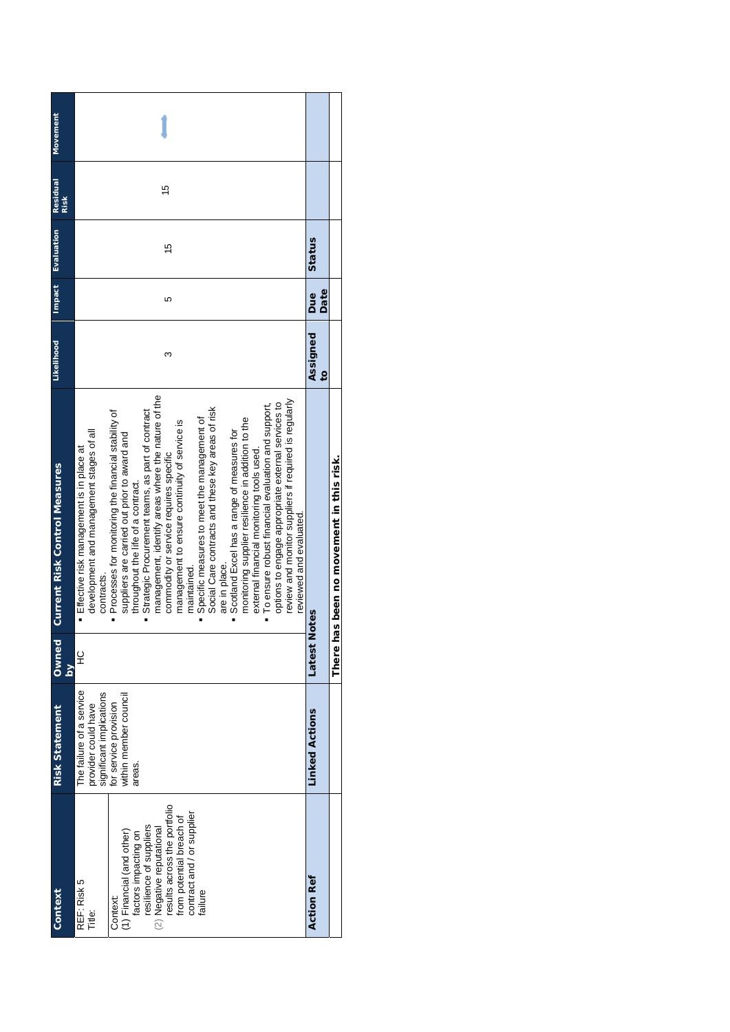| Context | Risk Statement | Owned by | Current Risk Control Measures | Likelihood | Impact | Evaluation | Residual Risk | Movement |
|---|---|---|---|---|---|---|---|---|
| REF: Risk 5<br>Title: | The failure of a service provider could have significant implications for service provision within member council areas. | HC | ▪ Effective risk management is in place at development and management stages of all contracts.<br>▪ Processes for monitoring the financial stability of suppliers are carried out prior to award and throughout the life of a contract.<br>▪ Strategic Procurement teams, as part of contract management, identify areas where the nature of the commodity or service requires specific management to ensure continuity of service is maintained.<br>▪ Specific measures to meet the management of Social Care contracts and these key areas of risk are in place.<br>▪ Scotland Excel has a range of measures for monitoring supplier resilience in addition to the external financial monitoring tools used.<br>▪ To ensure robust financial evaluation and support, options to engage appropriate external services to review and monitor suppliers if required is regularly reviewed and evaluated. | 3 | 5 | 15 | 15 | ⇕ |
| Context:<br>(1) Financial (and other) factors impacting on resilience of suppliers<br>(2) Negative reputational results across the portfolio from potential breach of contract and / or supplier failure | | | | | | | | |
| **Action Ref** | **Linked Actions** | **Latest Notes** | | **Assigned to** | **Due Date** | **Status** | | |
| | | **There has been no movement in this risk.** | | | | | | |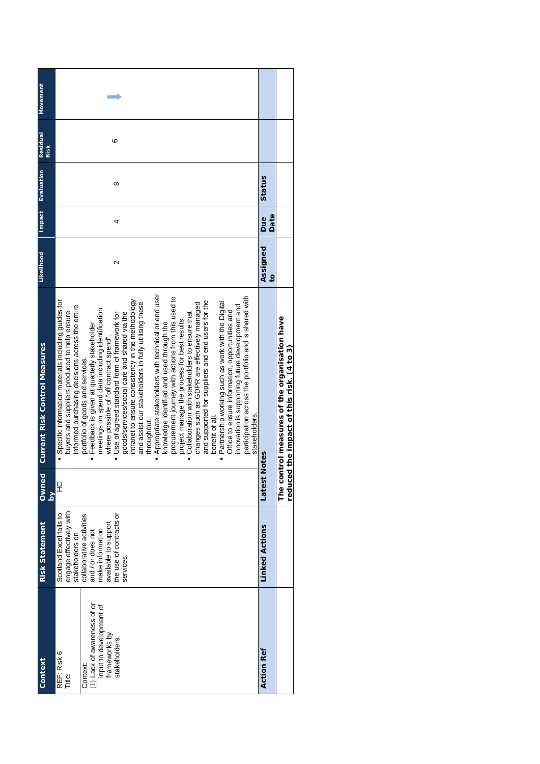| Context | Risk Statement | Owned by | Current Risk Control Measures | Likelihood | Impact | Evaluation | Residual Risk | Movement |
|---|---|---|---|---|---|---|---|---|
| REF: Risk 6<br>Title:<br><br>Context:<br>(1) Lack of awareness of or input to development of frameworks by stakeholders. | Scotland Excel fails to engage effectively with stakeholders on collaborative activities and / or does not make information available to support the use of contracts or services. | HC | ▪ Specific information materials including guides for buyers and suppliers produced to help ensure informed purchasing decisions across the entire portfolio of goods and services.<br>▪ Feedback is given at quarterly stakeholder meetings on spend data including identification where possible of "off contract spend".<br>▪ Use of agreed standard form of framework for goods/services/social care and shared via the intranet to ensure consistency in the methodology and assist our stakeholders in fully utilising these throughout.<br>▪ Appropriate stakeholders with technical or end user knowledge identified and used through the procurement journey with actions from this used to project manage the process for best results.<br>▪ Collaboration with stakeholders to ensure that changes such as GDPR are effectively managed and supported for suppliers and end users for the benefit of all.<br>▪ Partnership working such as work with the Digital Office to ensure information, opportunities and innovation is supporting future development and participation across the portfolio and is shared with stakeholders. | 2 | 4 | 8 | 6 | → |

| Action Ref | Linked Actions | Latest Notes | Assigned to | Due Date | Status |
|---|---|---|---|---|---|
| | | **The control measures of the organisation have reduced the impact of this risk. (4 to 3)** | | | |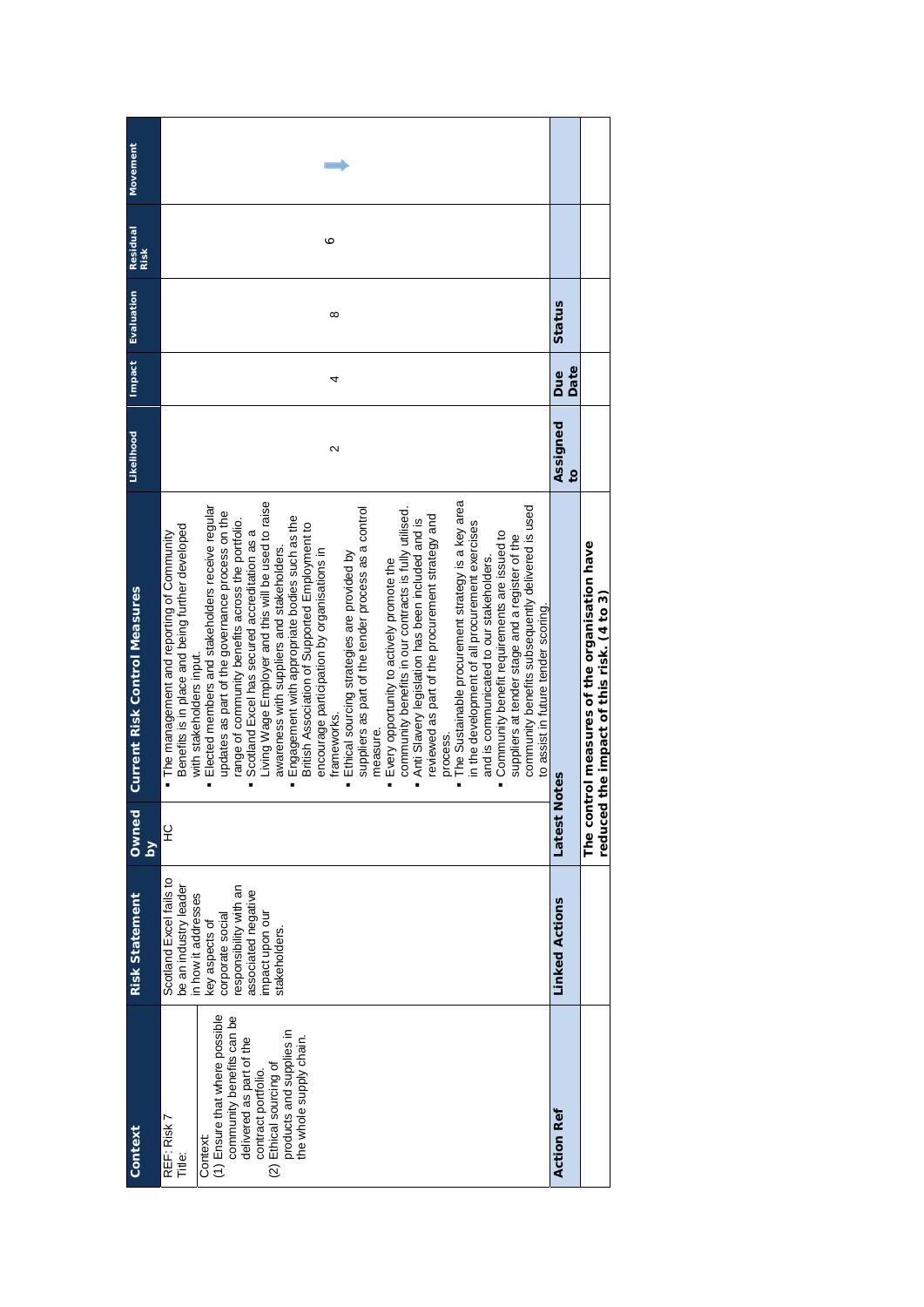| Context | Risk Statement | Owned by | Current Risk Control Measures | Likelihood | Impact | Evaluation | Residual Risk | Movement |
|---|---|---|---|---|---|---|---|---|
| REF: Risk 7<br>Title:<br><br>Context:<br>(1) Ensure that where possible community benefits can be delivered as part of the contract portfolio.<br>(2) Ethical sourcing of products and supplies in the whole supply chain. | Scotland Excel fails to be an industry leader in how it addresses key aspects of corporate social responsibility with an associated negative impact upon our stakeholders. | HC | ▪ The management and reporting of Community Benefits is in place and being further developed with stakeholders input.<br>▪ Elected members and stakeholders receive regular updates as part of the governance process on the range of community benefits across the portfolio.<br>▪ Scotland Excel has secured accreditation as a Living Wage Employer and this will be used to raise awareness with suppliers and stakeholders.<br>▪ Engagement with appropriate bodies such as the British Association of Supported Employment to encourage participation by organisations in frameworks.<br>▪ Ethical sourcing strategies are provided by suppliers as part of the tender process as a control measure.<br>▪ Every opportunity to actively promote the community benefits in our contracts is fully utilised.<br>▪ Anti Slavery legislation has been included and is reviewed as part of the procurement strategy and process.<br>▪ The Sustainable procurement strategy is a key area in the development of all procurement exercises and is communicated to our stakeholders.<br>▪ Community benefit requirements are issued to suppliers at tender stage and a register of the community benefits subsequently delivered is used to assist in future tender scoring. | 2 | 4 | 8 | 6 | ➡ |
| **Action Ref** | **Linked Actions** | **Latest Notes** | | **Assigned to** | **Due Date** | **Status** | | |
| | | **The control measures of the organisation have reduced the impact of this risk. (4 to 3)** | | | | | | |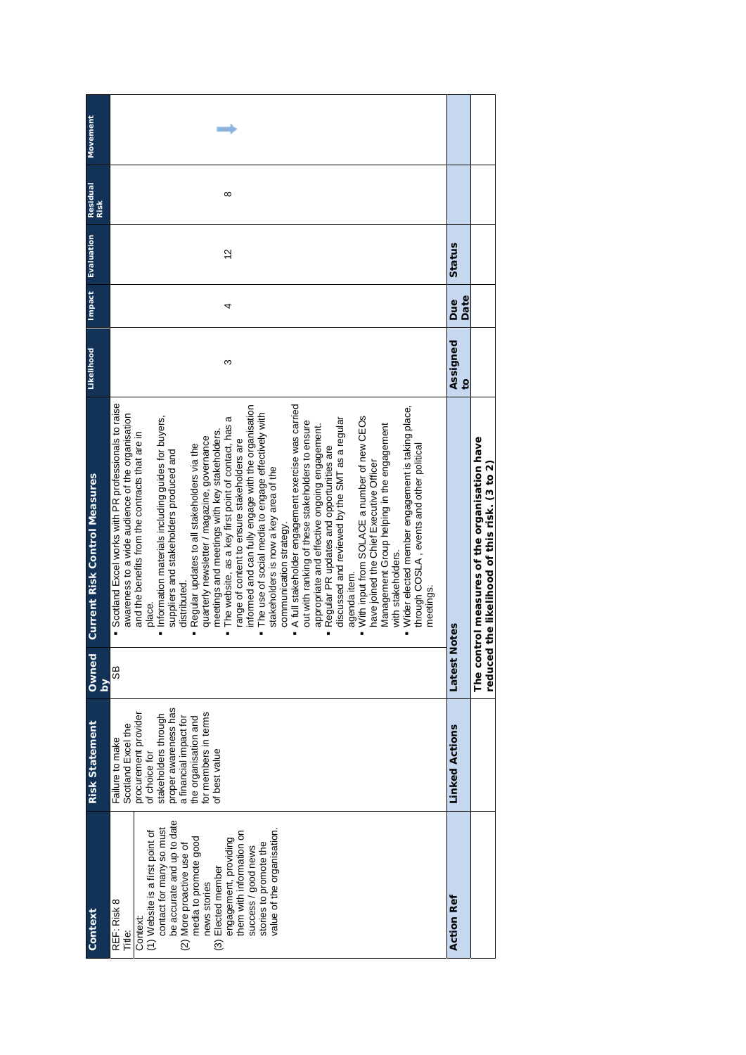| Context | Risk Statement | Owned by | Current Risk Control Measures | Likelihood | Impact | Evaluation | Residual Risk | Movement |
|---|---|---|---|---|---|---|---|---|
| REF: Risk 8<br>Title:<br>Context:<br>(1) Website is a first point of contact for many so must be accurate and up to date<br>(2) More proactive use of media to promote good news stories<br>(3) Elected member engagement, providing them with information on success / good news stories to promote the value of the organisation. | Failure to make Scotland Excel the procurement provider of choice for stakeholders through proper awareness has a financial impact for the organisation and for members in terms of best value | SB | ▪ Scotland Excel works with PR professionals to raise awareness to a wide audience of the organisation and the benefits from the contracts that are in place.<br>▪ Information materials including guides for buyers, suppliers and stakeholders produced and distributed.<br>▪ Regular updates to all stakeholders via the quarterly newsletter / magazine, governance meetings and meetings with key stakeholders.<br>▪ The website, as a key first point of contact, has a range of content to ensure stakeholders are informed and can fully engage with the organisation<br>▪ The use of social media to engage effectively with stakeholders is now a key area of the communication strategy.<br>▪ A full stakeholder engagement exercise was carried out with ranking of these stakeholders to ensure appropriate and effective ongoing engagement.<br>▪ Regular PR updates and opportunities are discussed and reviewed by the SMT as a regular agenda item.<br>▪ With input from SOLACE a number of new CEOs have joined the Chief Executive Officer Management Group helping in the engagement with stakeholders.<br>▪ Wider elected member engagement is taking place, through COSLA , events and other political meetings. | 3 | 4 | 12 | 8 | → |
| **Action Ref** | **Linked Actions** | **Latest Notes** | | **Assigned to** | **Due Date** | **Status** | | |
| | | **The control measures of the organisation have reduced the likelihood of this risk. (3 to 2)** | | | | | | |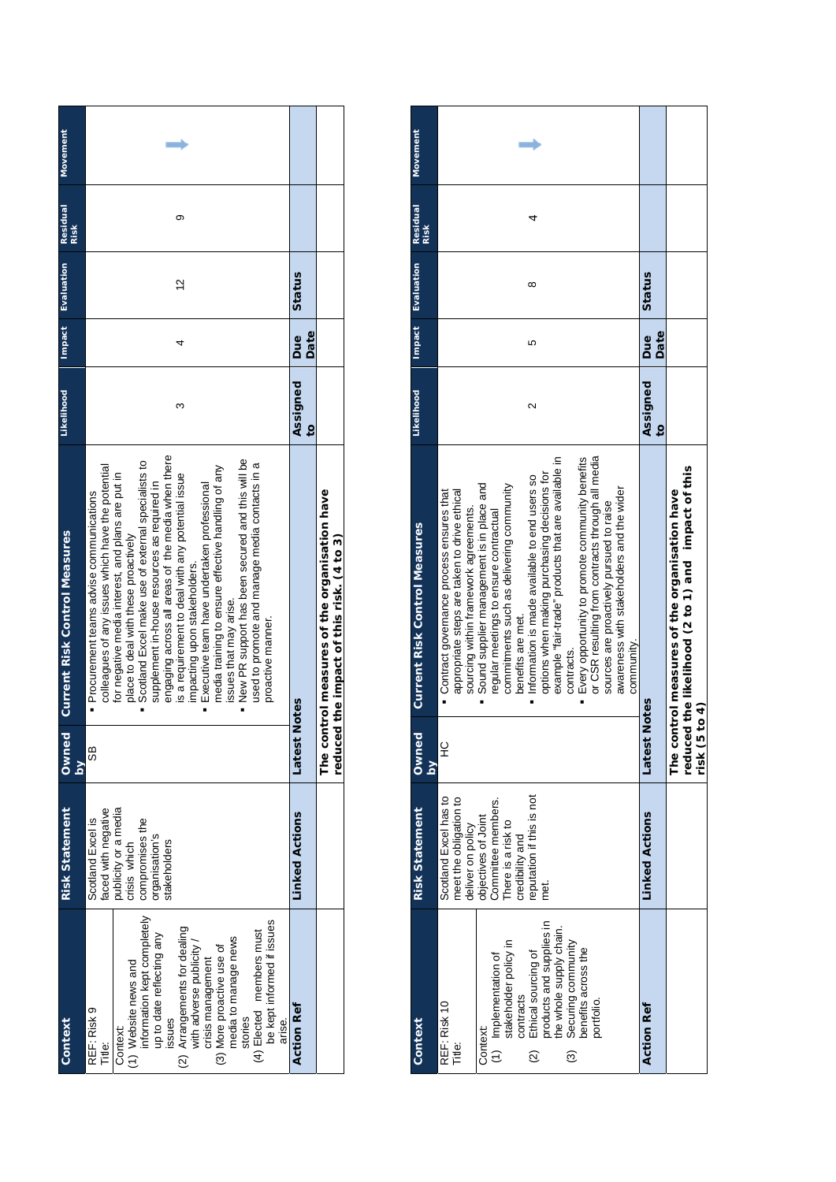| Context | Risk Statement | Owned by | Current Risk Control Measures | Likelihood | Impact | Evaluation | Residual Risk | Movement |
|---|---|---|---|---|---|---|---|---|
| REF: Risk 9<br>Title:<br><br>Context:<br>(1) Website news and information kept completely up to date reflecting any issues<br>(2) Arrangements for dealing with adverse publicity / crisis management<br>(3) More proactive use of media to manage news stories<br>(4) Elected members must be kept informed if issues arise. | Scotland Excel is faced with negative publicity or a media crisis which compromises the organisation's stakeholders | SB | ▪ Procurement teams advise communications colleagues of any issues which have the potential for negative media interest, and plans are put in place to deal with these proactively<br>▪ Scotland Excel make use of external specialists to supplement in-house resources as required in engaging across all areas of the media when there is a requirement to deal with any potential issue impacting upon stakeholders.<br>▪ Executive team have undertaken professional media training to ensure effective handling of any issues that may arise.<br>▪ New PR support has been secured and this will be used to promote and manage media contacts in a proactive manner. | 3 | 4 | 12 | 9 | ➡ |
| **Action Ref** | **Linked Actions** | **Latest Notes** | | **Assigned to** | **Due Date** | **Status** | | |
| | | The control measures of the organisation have reduced the impact of this risk. (4 to 3) | | | | | | |

| Context | Risk Statement | Owned by | Current Risk Control Measures | Likelihood | Impact | Evaluation | Residual Risk | Movement |
|---|---|---|---|---|---|---|---|---|
| REF: Risk 10<br>Title:<br><br>Context:<br>(1) Implementation of stakeholder policy in contracts<br>(2) Ethical sourcing of products and supplies in the whole supply chain.<br>(3) Securing community benefits across the portfolio. | Scotland Excel has to meet the obligation to deliver on policy objectives of Joint Committee members. There is a risk to credibility and reputation if this is not met. | HC | ▪ Contract governance process ensures that appropriate steps are taken to drive ethical sourcing within framework agreements.<br>▪ Sound supplier management is in place and regular meetings to ensure contractual commitments such as delivering community benefits are met.<br>▪ Information is made available to end users so options when making purchasing decisions for example "fair-trade" products that are available in contracts.<br>▪ Every opportunity to promote community benefits or CSR resulting from contracts through all media sources are proactively pursued to raise awareness with stakeholders and the wider community. | 2 | 5 | 8 | 4 | ➡ |
| **Action Ref** | **Linked Actions** | **Latest Notes** | | **Assigned to** | **Due Date** | **Status** | | |
| | | The control measures of the organisation have reduced the likelihood (2 to 1) and impact of this risk (5 to 4) | | | | | | |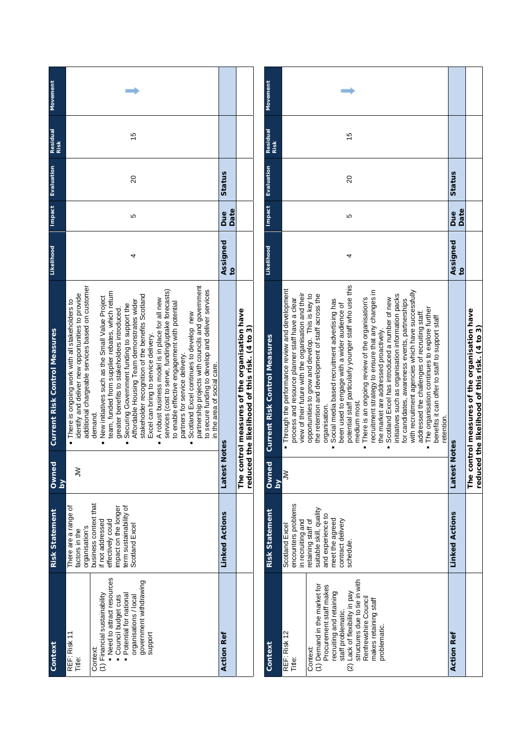| Context | Risk Statement | Owned by | Current Risk Control Measures | Likelihood | Impact | Evaluation | Residual Risk | Movement |
|---|---|---|---|---|---|---|---|---|
| REF: Risk 11<br>Title:<br><br>Context:<br>(1) Financial sustainability<br>▪ Need to attract resources<br>▪ Council budget cuts<br>▪ Potential for national organisations / local government withdrawing support | There are a range of factors in the organisation's business context that if not addressed effectively could impact on the longer term sustainability of Scotland Excel | JW | • There is ongoing work with all stakeholders to identify and deliver new opportunities to provide additional chargeable services based on customer demand.<br>• New initiatives such as the Small Value Project team, funded from supplier rebates, which return greater benefits to stakeholders introduced.<br>• Securing Government funding to support the Affordable Housing Team demonstrates wider stakeholder recognition of the benefits Scotland Excel can bring to service delivery.<br>• A robust business model is in place for all new services (cost to serve, funding/uptake forecasts) to enable effective engagement with potential partners for service delivery.<br>• Scotland Excel continues to develop new partnership projects with councils and government to secure funding to develop and deliver services in the area of social care. | 4 | 5 | 20 | 15 | → |
| **Action Ref** | **Linked Actions** | **Latest Notes** | | **Assigned to** | **Due Date** | **Status** | | |
| | | The control measures of the organisation have reduced the likelihood of this risk. (4 to 3) | | | | | | |

| Context | Risk Statement | Owned by | Current Risk Control Measures | Likelihood | Impact | Evaluation | Residual Risk | Movement |
|---|---|---|---|---|---|---|---|---|
| REF: Risk 12<br>Title:<br><br>Context:<br>(1) Demand in the market for Procurement staff makes recruiting and retaining staff problematic.<br>(2) Lack of flexibility in pay structures due to tie in with Renfrewshire Council makes retaining staff problematic. | Scotland Excel encounters problems in recruiting and retaining staff of suitable skill, quality and experience to meet the agreed contract delivery schedule. | JW | ▪ Through the performance review and development process and resource planner staff have a clear view of their future with the organisation and their opportunities to grow and develop. This is key to the retention and development of staff across the organisation.<br>▪ Social media based recruitment advertising has been used to engage with a wider audience of potential staff particularly younger staff who use this medium most.<br>▪ There is an ongoing review of the organisation's recruitment strategy to ensure that any changes in the market are addressed proactively.<br>▪ Scotland Excel has introduced a number of new initiatives such as organisation information packs for candidates, awareness events, partnerships with recruitment agencies which have successfully addressed the challenges of recruiting staff.<br>▪ The organisation continues to explore further benefits it can offer to staff to support staff retention. | 4 | 5 | 20 | 15 | → |
| **Action Ref** | **Linked Actions** | **Latest Notes** | | **Assigned to** | **Due Date** | **Status** | | |
| | | The control measures of the organisation have reduced the likelihood of this risk. (4 to 3) | | | | | | |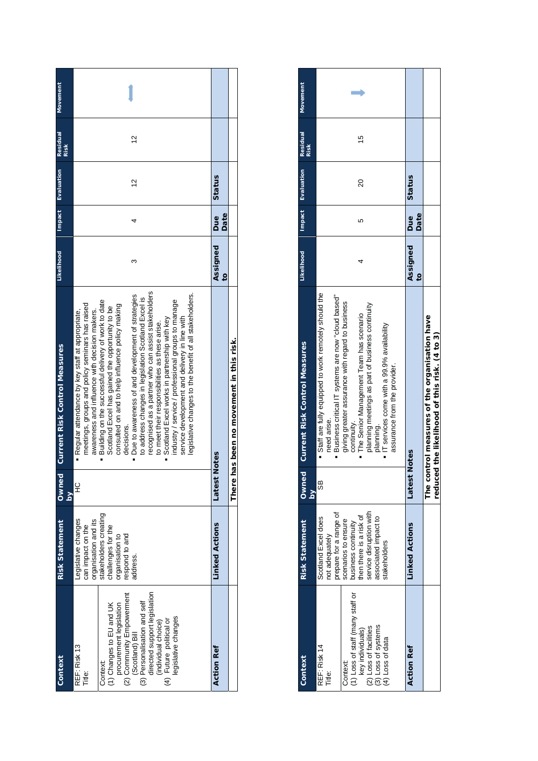| Context | Risk Statement | Owned by | Current Risk Control Measures | Likelihood | Impact | Evaluation | Residual Risk | Movement |
|---|---|---|---|---|---|---|---|---|
| REF: Risk 13<br>Title:<br><br>Context:<br>(1) Changes to EU and UK procurement legislation<br>(2) Community Empowerment (Scotland) Bill<br>(3) Personalisation and self directed support legislation (individual choice)<br>(4) Future political or legislative changes | Legislative changes can impact on the organisation and its stakeholders creating challenges for the organisation to respond to and address. | HC | ▪ Regular attendance by key staff at appropriate meetings, groups and policy seminars has raised awareness and influence with decision makers.<br>▪ Building on the successful delivery of work to date Scotland Excel has gained the opportunity to be consulted on and to help influence policy making decisions.<br>▪ Due to awareness of and development of strategies to address changes in legislation Scotland Excel is recognised as a partner who can assist stakeholders to meet their responsibilities as these arise.<br>▪ Scotland Excel works in partnership with key industry / service / professional groups to manage service development and delivery in line with legislative changes to the benefit of all stakeholders. | 3 | 4 | 12 | 12 | ↔ |
| **Action Ref** | **Linked Actions** | **Latest Notes** | | **Assigned to** | **Due Date** | **Status** | | |
| | | **There has been no movement in this risk.** | | | | | | |

| Context | Risk Statement | Owned by | Current Risk Control Measures | Likelihood | Impact | Evaluation | Residual Risk | Movement |
|---|---|---|---|---|---|---|---|---|
| REF: Risk 14<br>Title:<br><br>Context:<br>(1) Loss of staff (many staff or key individuals)<br>(2) Loss of facilities<br>(3) Loss of systems<br>(4) Loss of data | Scotland Excel does not adequately prepare for a range of scenarios to ensure business continuity then there is a risk of service disruption with associated impact to stakeholders | SB | ▪ Staff are fully equipped to work remotely should the need arise.<br>▪ Business critical IT systems are now "cloud based" giving greater assurance with regard to business continuity.<br>▪ The Senior Management Team has scenario planning meetings as part of business continuity planning.<br>▪ IT services come with a 99.9% availability assurance from the provider. | 4 | 5 | 20 | 15 | ↓ |
| **Action Ref** | **Linked Actions** | **Latest Notes** | | **Assigned to** | **Due Date** | **Status** | | |
| | | **The control measures of the organisation have reduced the likelihood of this risk. (4 to 3)** | | | | | | |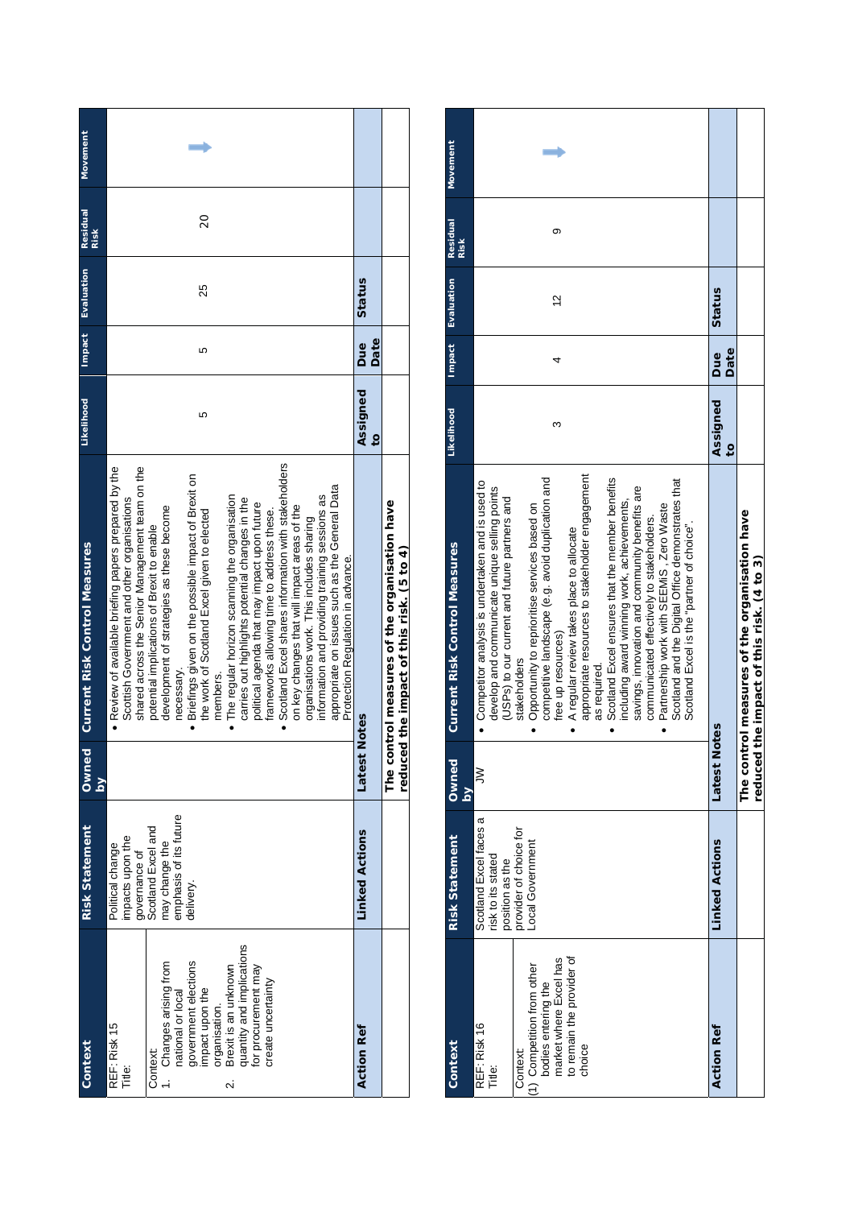| Context | Risk Statement | Owned by | Current Risk Control Measures | Likelihood | Impact | Evaluation | Residual Risk | Movement |
|---|---|---|---|---|---|---|---|---|
| REF: Risk 15<br>Title: | Political change impacts upon the governance of Scotland Excel and may change the emphasis of its future delivery. | | • Review of available briefing papers prepared by the Scottish Government and other organisations shared across the Senior Management team on the potential implications of Brexit to enable development of strategies as these become necessary.<br>• Briefings given on the possible impact of Brexit on the work of Scotland Excel given to elected members.<br>• The regular horizon scanning the organisation carries out highlights potential changes in the political agenda that may impact upon future frameworks allowing time to address these.<br>• Scotland Excel shares information with stakeholders on key changes that will impact areas of the organisations work. This includes sharing information and providing training sessions as appropriate on issues such as the General Data Protection Regulation in advance. | 5 | 5 | 25 | 20 | → |
| Context:<br>1. Changes arising from national or local government elections impact upon the organisation.<br>2. Brexit is an unknown quantity and implications for procurement may create uncertainty | | | | | | | | |
| **Action Ref** | **Linked Actions** | **Latest Notes** | | **Assigned to** | **Due Date** | **Status** | | |
| | | **The control measures of the organisation have reduced the impact of this risk. (5 to 4)** | | | | | | |

| Context | Risk Statement | Owned by | Current Risk Control Measures | Likelihood | Impact | Evaluation | Residual Risk | Movement |
|---|---|---|---|---|---|---|---|---|
| REF: Risk 16<br>Title: | Scotland Excel faces a risk to its stated position as the provider of choice for Local Government | JW | • Competitor analysis is undertaken and is used to develop and communicate unique selling points (USPs) to our current and future partners and stakeholders<br>• Opportunity to reprioritise services based on competitive landscape (e.g. avoid duplication and free up resources)<br>• A regular review takes place to allocate appropriate resources to stakeholder engagement as required.<br>• Scotland Excel ensures that the member benefits including award winning work, achievements, savings, innovation and community benefits are communicated effectively to stakeholders.<br>• Partnership work with SEEMiS, Zero Waste Scotland and the Digital Office demonstrates that Scotland Excel is the 'partner of choice'. | 3 | 4 | 12 | 9 | → |
| Context:<br>(1) Competition from other bodies entering the market where Excel has to remain the provider of choice | | | | | | | | |
| **Action Ref** | **Linked Actions** | **Latest Notes** | | **Assigned to** | **Due Date** | **Status** | | |
| | | **The control measures of the organisation have reduced the impact of this risk. (4 to 3)** | | | | | | |